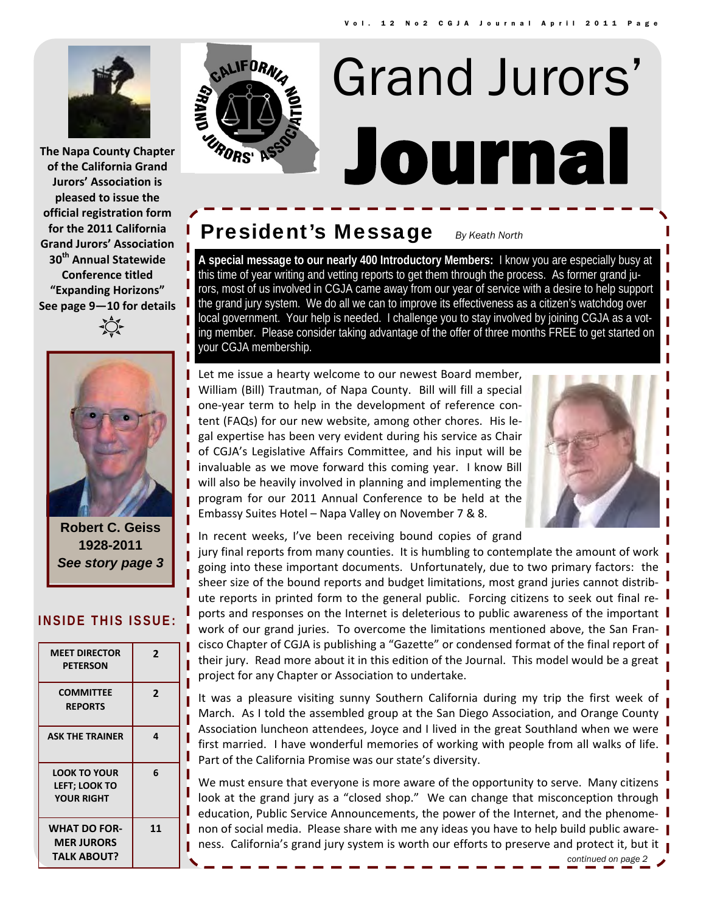# Grand Jurors' Journal

The Napa County Chapter of the California Grand Jurors' Association is pleased to issue the official registration form for the 2011 California Grand Jurors' Association 30th Annual Statewide Conference titled "Expanding Horizons" See page 9—10 for details

**Robert C. Geiss**
**1928-2011**
***See story page 3***

### INSIDE THIS ISSUE:

| | |
|---|---|
| MEET DIRECTOR PETERSON | 2 |
| COMMITTEE REPORTS | 2 |
| ASK THE TRAINER | 4 |
| LOOK TO YOUR LEFT; LOOK TO YOUR RIGHT | 6 |
| WHAT DO FORMER JURORS TALK ABOUT? | 11 |

## President's Message

*By Keath North*

**A special message to our nearly 400 Introductory Members:** I know you are especially busy at this time of year writing and vetting reports to get them through the process. As former grand jurors, most of us involved in CGJA came away from our year of service with a desire to help support the grand jury system. We do all we can to improve its effectiveness as a citizen's watchdog over local government. Your help is needed. I challenge you to stay involved by joining CGJA as a voting member. Please consider taking advantage of the offer of three months FREE to get started on your CGJA membership.

Let me issue a hearty welcome to our newest Board member, William (Bill) Trautman, of Napa County. Bill will fill a special one-year term to help in the development of reference content (FAQs) for our new website, among other chores. His legal expertise has been very evident during his service as Chair of CGJA's Legislative Affairs Committee, and his input will be invaluable as we move forward this coming year. I know Bill will also be heavily involved in planning and implementing the program for our 2011 Annual Conference to be held at the Embassy Suites Hotel – Napa Valley on November 7 & 8.

In recent weeks, I've been receiving bound copies of grand jury final reports from many counties. It is humbling to contemplate the amount of work going into these important documents. Unfortunately, due to two primary factors: the sheer size of the bound reports and budget limitations, most grand juries cannot distribute reports in printed form to the general public. Forcing citizens to seek out final reports and responses on the Internet is deleterious to public awareness of the important work of our grand juries. To overcome the limitations mentioned above, the San Francisco Chapter of CGJA is publishing a "Gazette" or condensed format of the final report of their jury. Read more about it in this edition of the Journal. This model would be a great project for any Chapter or Association to undertake.

It was a pleasure visiting sunny Southern California during my trip the first week of March. As I told the assembled group at the San Diego Association, and Orange County Association luncheon attendees, Joyce and I lived in the great Southland when we were first married. I have wonderful memories of working with people from all walks of life. Part of the California Promise was our state's diversity.

We must ensure that everyone is more aware of the opportunity to serve. Many citizens look at the grand jury as a "closed shop." We can change that misconception through education, Public Service Announcements, the power of the Internet, and the phenomenon of social media. Please share with me any ideas you have to help build public awareness. California's grand jury system is worth our efforts to preserve and protect it, but it

*continued on page 2*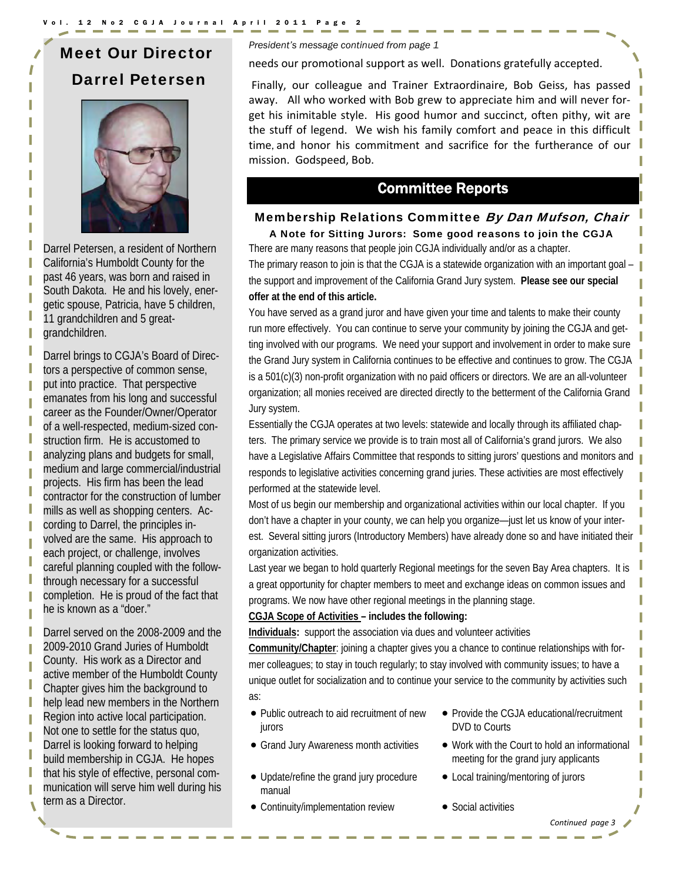## Meet Our Director Darrel Petersen

Darrel Petersen, a resident of Northern California's Humboldt County for the past 46 years, was born and raised in South Dakota. He and his lovely, energetic spouse, Patricia, have 5 children, 11 grandchildren and 5 great-grandchildren.

Darrel brings to CGJA's Board of Directors a perspective of common sense, put into practice. That perspective emanates from his long and successful career as the Founder/Owner/Operator of a well-respected, medium-sized construction firm. He is accustomed to analyzing plans and budgets for small, medium and large commercial/industrial projects. His firm has been the lead contractor for the construction of lumber mills as well as shopping centers. According to Darrel, the principles involved are the same. His approach to each project, or challenge, involves careful planning coupled with the follow-through necessary for a successful completion. He is proud of the fact that he is known as a "doer."

Darrel served on the 2008-2009 and the 2009-2010 Grand Juries of Humboldt County. His work as a Director and active member of the Humboldt County Chapter gives him the background to help lead new members in the Northern Region into active local participation. Not one to settle for the status quo, Darrel is looking forward to helping build membership in CGJA. He hopes that his style of effective, personal communication will serve him well during his term as a Director.

*President's message continued from page 1*

needs our promotional support as well. Donations gratefully accepted.

Finally, our colleague and Trainer Extraordinaire, Bob Geiss, has passed away. All who worked with Bob grew to appreciate him and will never forget his inimitable style. His good humor and succinct, often pithy, wit are the stuff of legend. We wish his family comfort and peace in this difficult time, and honor his commitment and sacrifice for the furtherance of our mission. Godspeed, Bob.

## Committee Reports

### Membership Relations Committee *By Dan Mufson, Chair*

**A Note for Sitting Jurors: Some good reasons to join the CGJA**

There are many reasons that people join CGJA individually and/or as a chapter.

The primary reason to join is that the CGJA is a statewide organization with an important goal – the support and improvement of the California Grand Jury system. **Please see our special offer at the end of this article.**

You have served as a grand juror and have given your time and talents to make their county run more effectively. You can continue to serve your community by joining the CGJA and getting involved with our programs. We need your support and involvement in order to make sure the Grand Jury system in California continues to be effective and continues to grow. The CGJA is a 501(c)(3) non-profit organization with no paid officers or directors. We are an all-volunteer organization; all monies received are directed directly to the betterment of the California Grand Jury system.

Essentially the CGJA operates at two levels: statewide and locally through its affiliated chapters. The primary service we provide is to train most all of California's grand jurors. We also have a Legislative Affairs Committee that responds to sitting jurors' questions and monitors and responds to legislative activities concerning grand juries. These activities are most effectively performed at the statewide level.

Most of us begin our membership and organizational activities within our local chapter. If you don't have a chapter in your county, we can help you organize—just let us know of your interest. Several sitting jurors (Introductory Members) have already done so and have initiated their organization activities.

Last year we began to hold quarterly Regional meetings for the seven Bay Area chapters. It is a great opportunity for chapter members to meet and exchange ideas on common issues and programs. We now have other regional meetings in the planning stage.

**CGJA Scope of Activities – includes the following:**

**Individuals:** support the association via dues and volunteer activities

**Community/Chapter**: joining a chapter gives you a chance to continue relationships with former colleagues; to stay in touch regularly; to stay involved with community issues; to have a unique outlet for socialization and to continue your service to the community by activities such as:

- Public outreach to aid recruitment of new jurors
- Grand Jury Awareness month activities
- Update/refine the grand jury procedure manual
- Continuity/implementation review
- Provide the CGJA educational/recruitment DVD to Courts
- Work with the Court to hold an informational meeting for the grand jury applicants
- Local training/mentoring of jurors
- Social activities

*Continued page 3*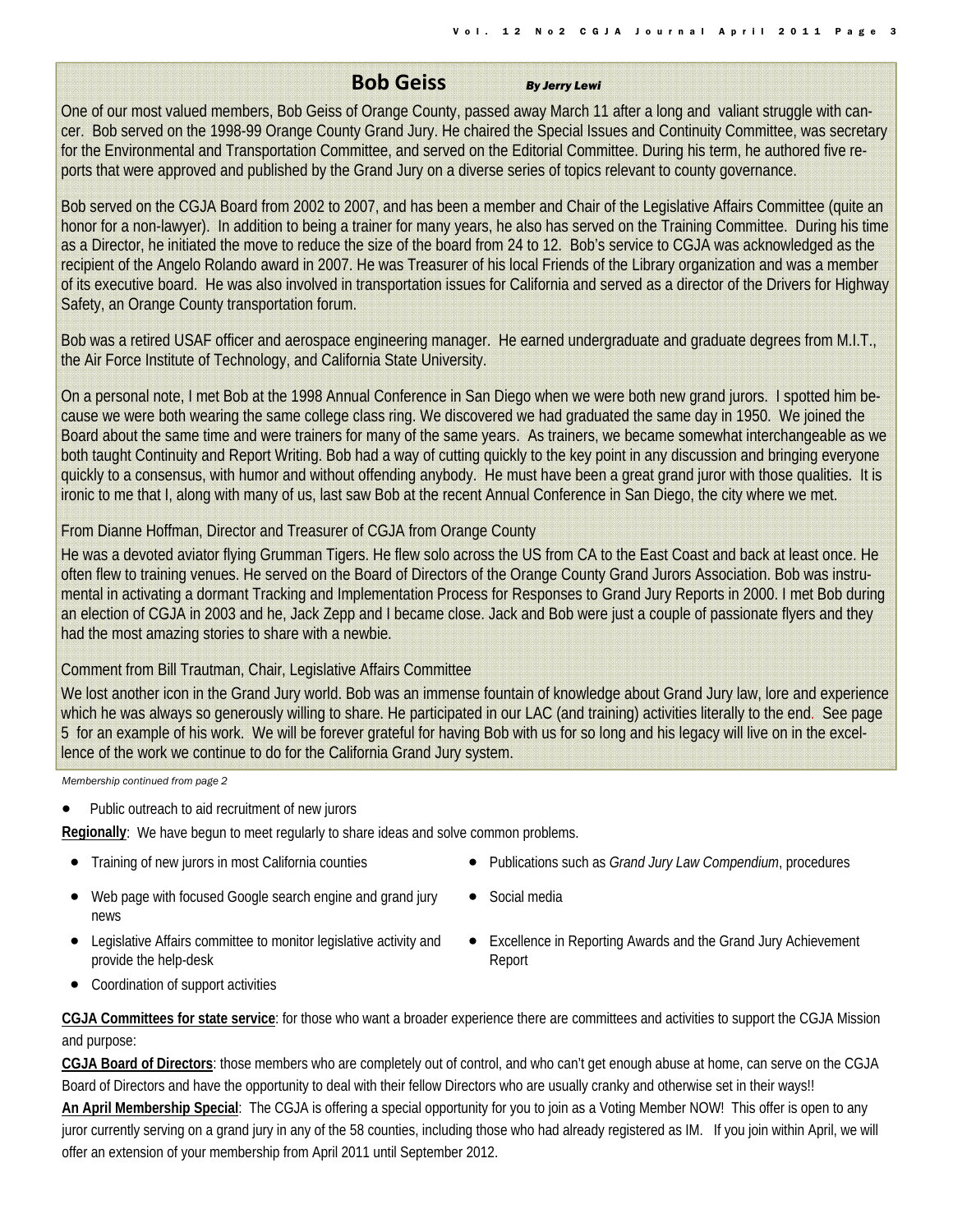## Bob Geiss

*By Jerry Lewi*

One of our most valued members, Bob Geiss of Orange County, passed away March 11 after a long and valiant struggle with cancer. Bob served on the 1998-99 Orange County Grand Jury. He chaired the Special Issues and Continuity Committee, was secretary for the Environmental and Transportation Committee, and served on the Editorial Committee. During his term, he authored five reports that were approved and published by the Grand Jury on a diverse series of topics relevant to county governance.

Bob served on the CGJA Board from 2002 to 2007, and has been a member and Chair of the Legislative Affairs Committee (quite an honor for a non-lawyer). In addition to being a trainer for many years, he also has served on the Training Committee. During his time as a Director, he initiated the move to reduce the size of the board from 24 to 12. Bob's service to CGJA was acknowledged as the recipient of the Angelo Rolando award in 2007. He was Treasurer of his local Friends of the Library organization and was a member of its executive board. He was also involved in transportation issues for California and served as a director of the Drivers for Highway Safety, an Orange County transportation forum.

Bob was a retired USAF officer and aerospace engineering manager. He earned undergraduate and graduate degrees from M.I.T., the Air Force Institute of Technology, and California State University.

On a personal note, I met Bob at the 1998 Annual Conference in San Diego when we were both new grand jurors. I spotted him because we were both wearing the same college class ring. We discovered we had graduated the same day in 1950. We joined the Board about the same time and were trainers for many of the same years. As trainers, we became somewhat interchangeable as we both taught Continuity and Report Writing. Bob had a way of cutting quickly to the key point in any discussion and bringing everyone quickly to a consensus, with humor and without offending anybody. He must have been a great grand juror with those qualities. It is ironic to me that I, along with many of us, last saw Bob at the recent Annual Conference in San Diego, the city where we met.

From Dianne Hoffman, Director and Treasurer of CGJA from Orange County

He was a devoted aviator flying Grumman Tigers. He flew solo across the US from CA to the East Coast and back at least once. He often flew to training venues. He served on the Board of Directors of the Orange County Grand Jurors Association. Bob was instrumental in activating a dormant Tracking and Implementation Process for Responses to Grand Jury Reports in 2000. I met Bob during an election of CGJA in 2003 and he, Jack Zepp and I became close. Jack and Bob were just a couple of passionate flyers and they had the most amazing stories to share with a newbie.

Comment from Bill Trautman, Chair, Legislative Affairs Committee

We lost another icon in the Grand Jury world. Bob was an immense fountain of knowledge about Grand Jury law, lore and experience which he was always so generously willing to share. He participated in our LAC (and training) activities literally to the end. See page 5 for an example of his work. We will be forever grateful for having Bob with us for so long and his legacy will live on in the excellence of the work we continue to do for the California Grand Jury system.

*Membership continued from page 2*

- Public outreach to aid recruitment of new jurors

**Regionally**: We have begun to meet regularly to share ideas and solve common problems.

- Training of new jurors in most California counties
- Web page with focused Google search engine and grand jury news
- Legislative Affairs committee to monitor legislative activity and provide the help-desk
- Coordination of support activities
- Publications such as *Grand Jury Law Compendium*, procedures
- Social media
- Excellence in Reporting Awards and the Grand Jury Achievement Report

**CGJA Committees for state service**: for those who want a broader experience there are committees and activities to support the CGJA Mission and purpose:

**CGJA Board of Directors**: those members who are completely out of control, and who can't get enough abuse at home, can serve on the CGJA Board of Directors and have the opportunity to deal with their fellow Directors who are usually cranky and otherwise set in their ways!!

**An April Membership Special**: The CGJA is offering a special opportunity for you to join as a Voting Member NOW! This offer is open to any juror currently serving on a grand jury in any of the 58 counties, including those who had already registered as IM. If you join within April, we will offer an extension of your membership from April 2011 until September 2012.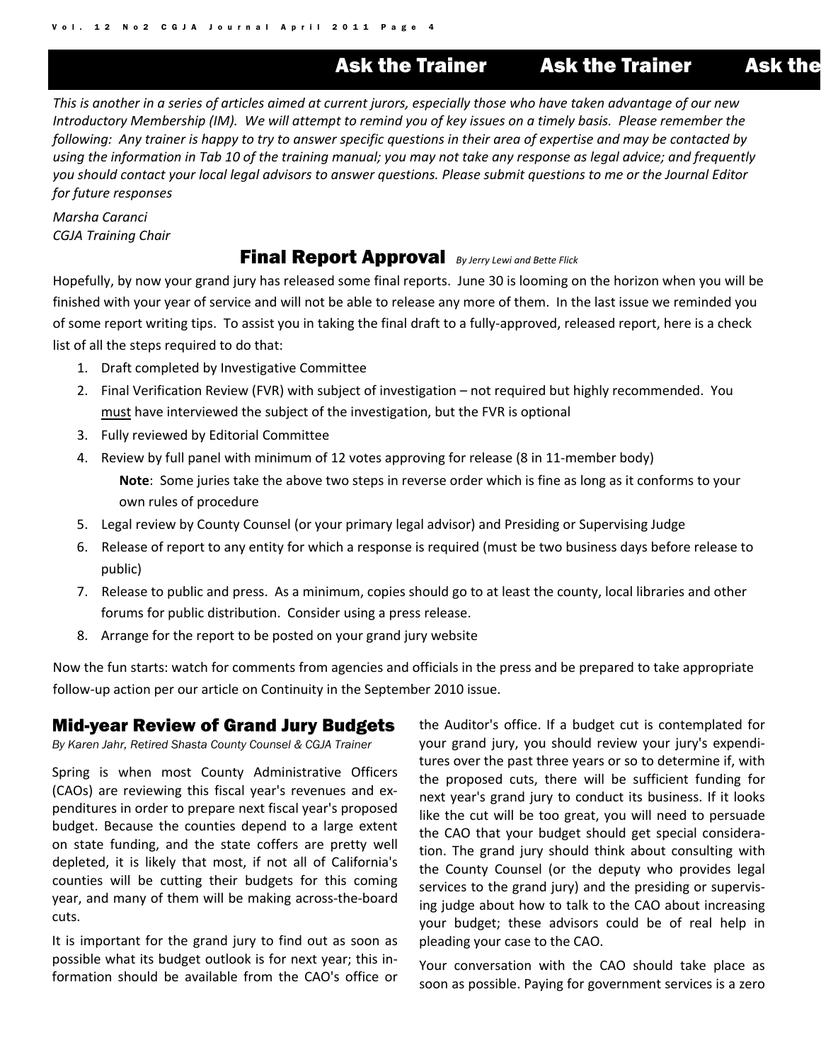## Ask the Trainer

*This is another in a series of articles aimed at current jurors, especially those who have taken advantage of our new Introductory Membership (IM). We will attempt to remind you of key issues on a timely basis. Please remember the following: Any trainer is happy to try to answer specific questions in their area of expertise and may be contacted by using the information in Tab 10 of the training manual; you may not take any response as legal advice; and frequently you should contact your local legal advisors to answer questions. Please submit questions to me or the Journal Editor for future responses*

*Marsha Caranci*
*CGJA Training Chair*

### Final Report Approval

*By Jerry Lewi and Bette Flick*

Hopefully, by now your grand jury has released some final reports. June 30 is looming on the horizon when you will be finished with your year of service and will not be able to release any more of them. In the last issue we reminded you of some report writing tips. To assist you in taking the final draft to a fully-approved, released report, here is a check list of all the steps required to do that:

1. Draft completed by Investigative Committee
2. Final Verification Review (FVR) with subject of investigation – not required but highly recommended. You must have interviewed the subject of the investigation, but the FVR is optional
3. Fully reviewed by Editorial Committee
4. Review by full panel with minimum of 12 votes approving for release (8 in 11-member body)

   **Note**: Some juries take the above two steps in reverse order which is fine as long as it conforms to your own rules of procedure
5. Legal review by County Counsel (or your primary legal advisor) and Presiding or Supervising Judge
6. Release of report to any entity for which a response is required (must be two business days before release to public)
7. Release to public and press. As a minimum, copies should go to at least the county, local libraries and other forums for public distribution. Consider using a press release.
8. Arrange for the report to be posted on your grand jury website

Now the fun starts: watch for comments from agencies and officials in the press and be prepared to take appropriate follow-up action per our article on Continuity in the September 2010 issue.

### Mid-year Review of Grand Jury Budgets

*By Karen Jahr, Retired Shasta County Counsel & CGJA Trainer*

Spring is when most County Administrative Officers (CAOs) are reviewing this fiscal year's revenues and expenditures in order to prepare next fiscal year's proposed budget. Because the counties depend to a large extent on state funding, and the state coffers are pretty well depleted, it is likely that most, if not all of California's counties will be cutting their budgets for this coming year, and many of them will be making across-the-board cuts.

It is important for the grand jury to find out as soon as possible what its budget outlook is for next year; this information should be available from the CAO's office or the Auditor's office. If a budget cut is contemplated for your grand jury, you should review your jury's expenditures over the past three years or so to determine if, with the proposed cuts, there will be sufficient funding for next year's grand jury to conduct its business. If it looks like the cut will be too great, you will need to persuade the CAO that your budget should get special consideration. The grand jury should think about consulting with the County Counsel (or the deputy who provides legal services to the grand jury) and the presiding or supervising judge about how to talk to the CAO about increasing your budget; these advisors could be of real help in pleading your case to the CAO.

Your conversation with the CAO should take place as soon as possible. Paying for government services is a zero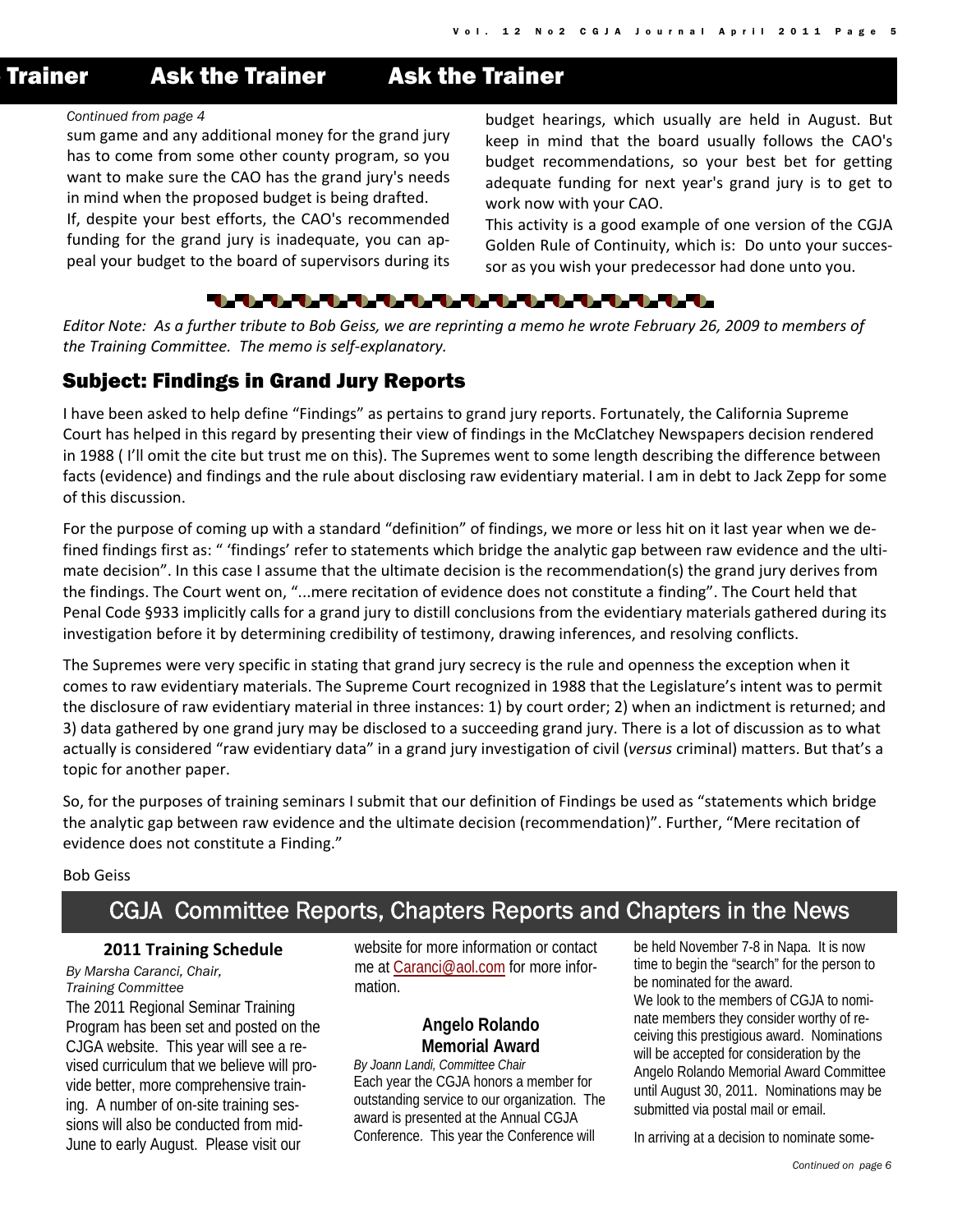## Ask the Trainer

*Continued from page 4*

sum game and any additional money for the grand jury has to come from some other county program, so you want to make sure the CAO has the grand jury's needs in mind when the proposed budget is being drafted.

If, despite your best efforts, the CAO's recommended funding for the grand jury is inadequate, you can appeal your budget to the board of supervisors during its budget hearings, which usually are held in August. But keep in mind that the board usually follows the CAO's budget recommendations, so your best bet for getting adequate funding for next year's grand jury is to get to work now with your CAO.

This activity is a good example of one version of the CGJA Golden Rule of Continuity, which is: Do unto your successor as you wish your predecessor had done unto you.

*Editor Note: As a further tribute to Bob Geiss, we are reprinting a memo he wrote February 26, 2009 to members of the Training Committee. The memo is self-explanatory.*

## Subject: Findings in Grand Jury Reports

I have been asked to help define "Findings" as pertains to grand jury reports. Fortunately, the California Supreme Court has helped in this regard by presenting their view of findings in the McClatchey Newspapers decision rendered in 1988 ( I'll omit the cite but trust me on this). The Supremes went to some length describing the difference between facts (evidence) and findings and the rule about disclosing raw evidentiary material. I am in debt to Jack Zepp for some of this discussion.

For the purpose of coming up with a standard "definition" of findings, we more or less hit on it last year when we defined findings first as: " 'findings' refer to statements which bridge the analytic gap between raw evidence and the ultimate decision". In this case I assume that the ultimate decision is the recommendation(s) the grand jury derives from the findings. The Court went on, "...mere recitation of evidence does not constitute a finding". The Court held that Penal Code §933 implicitly calls for a grand jury to distill conclusions from the evidentiary materials gathered during its investigation before it by determining credibility of testimony, drawing inferences, and resolving conflicts.

The Supremes were very specific in stating that grand jury secrecy is the rule and openness the exception when it comes to raw evidentiary materials. The Supreme Court recognized in 1988 that the Legislature's intent was to permit the disclosure of raw evidentiary material in three instances: 1) by court order; 2) when an indictment is returned; and 3) data gathered by one grand jury may be disclosed to a succeeding grand jury. There is a lot of discussion as to what actually is considered "raw evidentiary data" in a grand jury investigation of civil (*versus* criminal) matters. But that's a topic for another paper.

So, for the purposes of training seminars I submit that our definition of Findings be used as "statements which bridge the analytic gap between raw evidence and the ultimate decision (recommendation)". Further, "Mere recitation of evidence does not constitute a Finding."

Bob Geiss

## CGJA Committee Reports, Chapters Reports and Chapters in the News

### 2011 Training Schedule

*By Marsha Caranci, Chair, Training Committee*

The 2011 Regional Seminar Training Program has been set and posted on the CJGA website. This year will see a revised curriculum that we believe will provide better, more comprehensive training. A number of on-site training sessions will also be conducted from mid-June to early August. Please visit our website for more information or contact me at Caranci@aol.com for more information.

### Angelo Rolando Memorial Award

*By Joann Landi, Committee Chair*

Each year the CGJA honors a member for outstanding service to our organization. The award is presented at the Annual CGJA Conference. This year the Conference will be held November 7-8 in Napa. It is now time to begin the "search" for the person to be nominated for the award.

We look to the members of CGJA to nominate members they consider worthy of receiving this prestigious award. Nominations will be accepted for consideration by the Angelo Rolando Memorial Award Committee until August 30, 2011. Nominations may be submitted via postal mail or email.

In arriving at a decision to nominate some-

*Continued on page 6*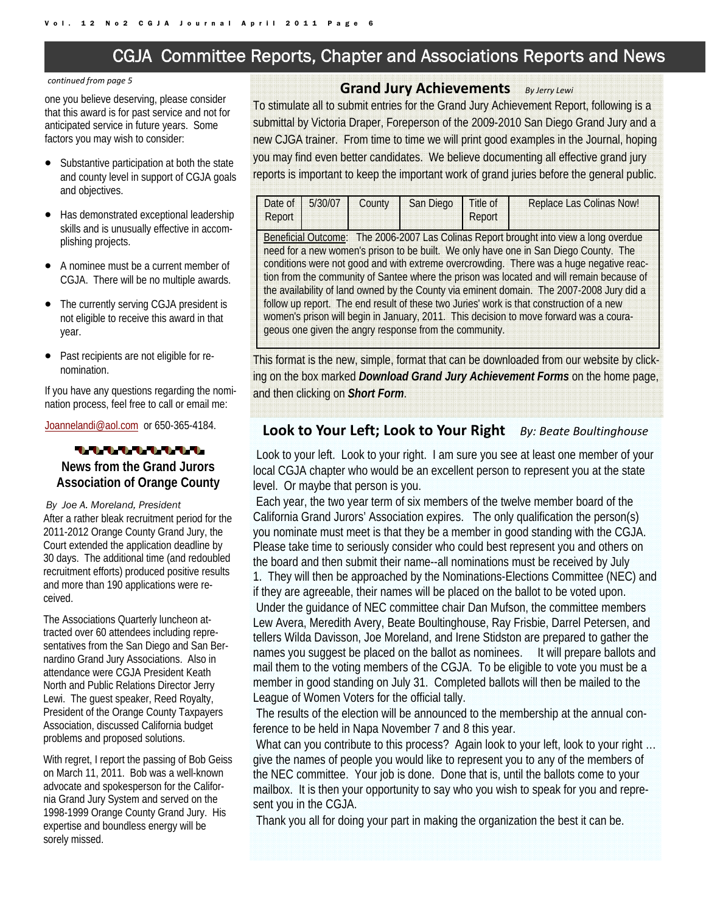## CGJA Committee Reports, Chapter and Associations Reports and News

*continued from page 5*

one you believe deserving, please consider that this award is for past service and not for anticipated service in future years. Some factors you may wish to consider:

- Substantive participation at both the state and county level in support of CGJA goals and objectives.
- Has demonstrated exceptional leadership skills and is unusually effective in accomplishing projects.
- A nominee must be a current member of CGJA. There will be no multiple awards.
- The currently serving CGJA president is not eligible to receive this award in that year.
- Past recipients are not eligible for re-nomination.

If you have any questions regarding the nomination process, feel free to call or email me:

Joannelandi@aol.com or 650-365-4184.

### News from the Grand Jurors Association of Orange County

*By Joe A. Moreland, President*

After a rather bleak recruitment period for the 2011-2012 Orange County Grand Jury, the Court extended the application deadline by 30 days. The additional time (and redoubled recruitment efforts) produced positive results and more than 190 applications were received.

The Associations Quarterly luncheon attracted over 60 attendees including representatives from the San Diego and San Bernardino Grand Jury Associations. Also in attendance were CGJA President Keath North and Public Relations Director Jerry Lewi. The guest speaker, Reed Royalty, President of the Orange County Taxpayers Association, discussed California budget problems and proposed solutions.

With regret, I report the passing of Bob Geiss on March 11, 2011. Bob was a well-known advocate and spokesperson for the California Grand Jury System and served on the 1998-1999 Orange County Grand Jury. His expertise and boundless energy will be sorely missed.

### Grand Jury Achievements *By Jerry Lewi*

To stimulate all to submit entries for the Grand Jury Achievement Report, following is a submittal by Victoria Draper, Foreperson of the 2009-2010 San Diego Grand Jury and a new CJGA trainer. From time to time we will print good examples in the Journal, hoping you may find even better candidates. We believe documenting all effective grand jury reports is important to keep the important work of grand juries before the general public.

| Date of Report | 5/30/07 | County | San Diego | Title of Report | Replace Las Colinas Now! |
|---|---|---|---|---|---|
| Beneficial Outcome: The 2006-2007 Las Colinas Report brought into view a long overdue need for a new women's prison to be built. We only have one in San Diego County. The conditions were not good and with extreme overcrowding. There was a huge negative reaction from the community of Santee where the prison was located and will remain because of the availability of land owned by the County via eminent domain. The 2007-2008 Jury did a follow up report. The end result of these two Juries' work is that construction of a new women's prison will begin in January, 2011. This decision to move forward was a courageous one given the angry response from the community. | | | | | |

This format is the new, simple, format that can be downloaded from our website by clicking on the box marked ***Download Grand Jury Achievement Forms*** on the home page, and then clicking on ***Short Form***.

### Look to Your Left; Look to Your Right *By: Beate Boultinghouse*

Look to your left. Look to your right. I am sure you see at least one member of your local CGJA chapter who would be an excellent person to represent you at the state level. Or maybe that person is you.

Each year, the two year term of six members of the twelve member board of the California Grand Jurors' Association expires. The only qualification the person(s) you nominate must meet is that they be a member in good standing with the CGJA. Please take time to seriously consider who could best represent you and others on the board and then submit their name--all nominations must be received by July 1. They will then be approached by the Nominations-Elections Committee (NEC) and if they are agreeable, their names will be placed on the ballot to be voted upon.

Under the guidance of NEC committee chair Dan Mufson, the committee members Lew Avera, Meredith Avery, Beate Boultinghouse, Ray Frisbie, Darrel Petersen, and tellers Wilda Davisson, Joe Moreland, and Irene Stidston are prepared to gather the names you suggest be placed on the ballot as nominees. It will prepare ballots and mail them to the voting members of the CGJA. To be eligible to vote you must be a member in good standing on July 31. Completed ballots will then be mailed to the League of Women Voters for the official tally.

The results of the election will be announced to the membership at the annual conference to be held in Napa November 7 and 8 this year.

What can you contribute to this process? Again look to your left, look to your right … give the names of people you would like to represent you to any of the members of the NEC committee. Your job is done. Done that is, until the ballots come to your mailbox. It is then your opportunity to say who you wish to speak for you and represent you in the CGJA.

Thank you all for doing your part in making the organization the best it can be.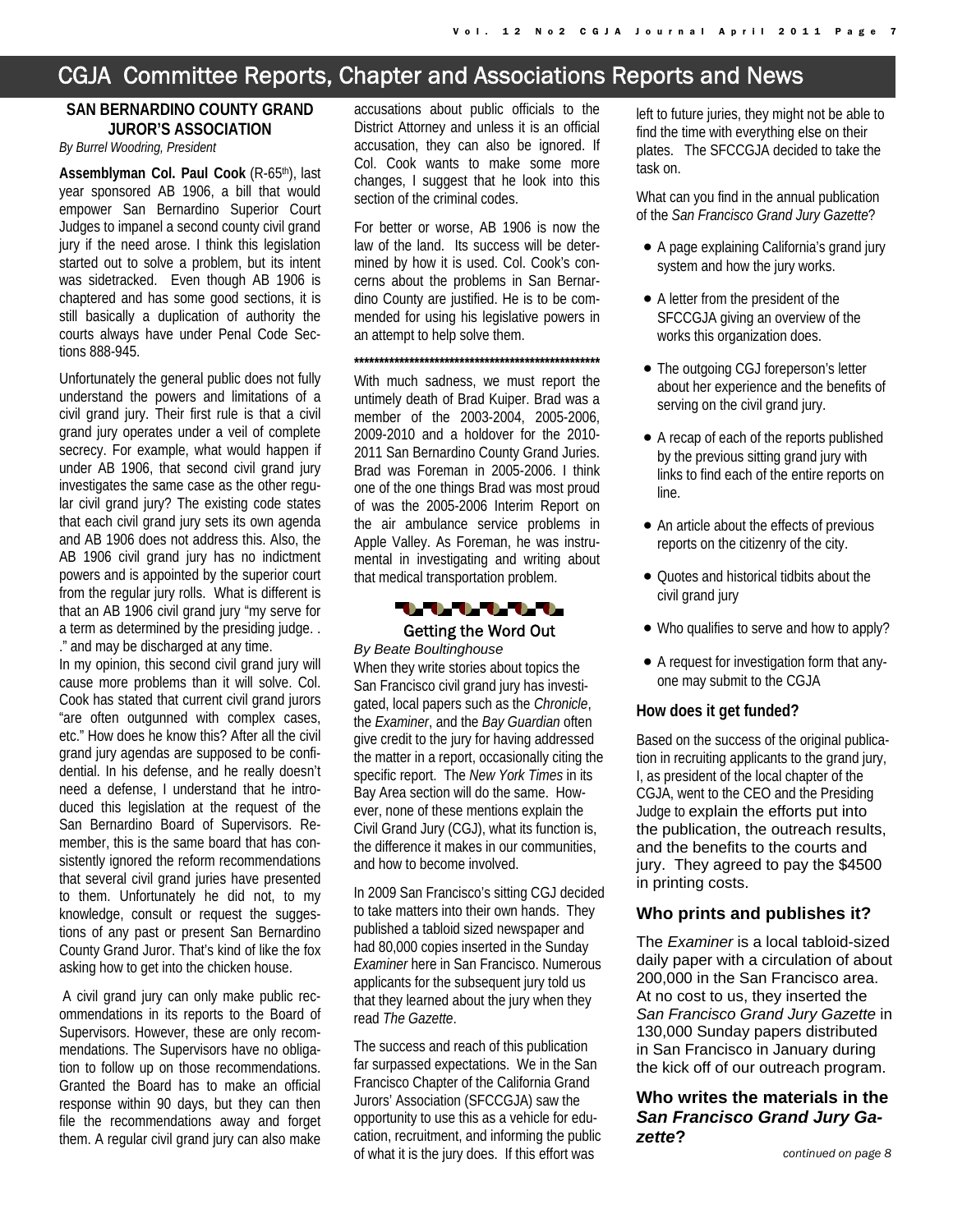# CGJA Committee Reports, Chapter and Associations Reports and News

## SAN BERNARDINO COUNTY GRAND JUROR'S ASSOCIATION

*By Burrel Woodring, President*

**Assemblyman Col. Paul Cook** (R-65th), last year sponsored AB 1906, a bill that would empower San Bernardino Superior Court Judges to impanel a second county civil grand jury if the need arose. I think this legislation started out to solve a problem, but its intent was sidetracked. Even though AB 1906 is chaptered and has some good sections, it is still basically a duplication of authority the courts always have under Penal Code Sections 888-945.

Unfortunately the general public does not fully understand the powers and limitations of a civil grand jury. Their first rule is that a civil grand jury operates under a veil of complete secrecy. For example, what would happen if under AB 1906, that second civil grand jury investigates the same case as the other regular civil grand jury? The existing code states that each civil grand jury sets its own agenda and AB 1906 does not address this. Also, the AB 1906 civil grand jury has no indictment powers and is appointed by the superior court from the regular jury rolls. What is different is that an AB 1906 civil grand jury "my serve for a term as determined by the presiding judge. . ." and may be discharged at any time.

In my opinion, this second civil grand jury will cause more problems than it will solve. Col. Cook has stated that current civil grand jurors "are often outgunned with complex cases, etc." How does he know this? After all the civil grand jury agendas are supposed to be confidential. In his defense, and he really doesn't need a defense, I understand that he introduced this legislation at the request of the San Bernardino Board of Supervisors. Remember, this is the same board that has consistently ignored the reform recommendations that several civil grand juries have presented to them. Unfortunately he did not, to my knowledge, consult or request the suggestions of any past or present San Bernardino County Grand Juror. That's kind of like the fox asking how to get into the chicken house.

A civil grand jury can only make public recommendations in its reports to the Board of Supervisors. However, these are only recommendations. The Supervisors have no obligation to follow up on those recommendations. Granted the Board has to make an official response within 90 days, but they can then file the recommendations away and forget them. A regular civil grand jury can also make accusations about public officials to the District Attorney and unless it is an official accusation, they can also be ignored. If Col. Cook wants to make some more changes, I suggest that he look into this section of the criminal codes.

For better or worse, AB 1906 is now the law of the land. Its success will be determined by how it is used. Col. Cook's concerns about the problems in San Bernardino County are justified. He is to be commended for using his legislative powers in an attempt to help solve them.

\*\*\*\*\*\*\*\*\*\*\*\*\*\*\*\*\*\*\*\*\*\*\*\*\*\*\*\*\*\*\*\*\*\*\*\*\*\*\*\*\*\*\*\*\*\*\*\*\*\*\*\*

With much sadness, we must report the untimely death of Brad Kuiper. Brad was a member of the 2003-2004, 2005-2006, 2009-2010 and a holdover for the 2010-2011 San Bernardino County Grand Juries. Brad was Foreman in 2005-2006. I think one of the one things Brad was most proud of was the 2005-2006 Interim Report on the air ambulance service problems in Apple Valley. As Foreman, he was instrumental in investigating and writing about that medical transportation problem.

## Getting the Word Out

*By Beate Boultinghouse*

When they write stories about topics the San Francisco civil grand jury has investigated, local papers such as the *Chronicle*, the *Examiner*, and the *Bay Guardian* often give credit to the jury for having addressed the matter in a report, occasionally citing the specific report. The *New York Times* in its Bay Area section will do the same. However, none of these mentions explain the Civil Grand Jury (CGJ), what its function is, the difference it makes in our communities, and how to become involved.

In 2009 San Francisco's sitting CGJ decided to take matters into their own hands. They published a tabloid sized newspaper and had 80,000 copies inserted in the Sunday *Examiner* here in San Francisco. Numerous applicants for the subsequent jury told us that they learned about the jury when they read *The Gazette*.

The success and reach of this publication far surpassed expectations. We in the San Francisco Chapter of the California Grand Jurors' Association (SFCCGJA) saw the opportunity to use this as a vehicle for education, recruitment, and informing the public of what it is the jury does. If this effort was left to future juries, they might not be able to find the time with everything else on their plates. The SFCCGJA decided to take the task on.

What can you find in the annual publication of the *San Francisco Grand Jury Gazette*?

- A page explaining California's grand jury system and how the jury works.
- A letter from the president of the SFCCGJA giving an overview of the works this organization does.
- The outgoing CGJ foreperson's letter about her experience and the benefits of serving on the civil grand jury.
- A recap of each of the reports published by the previous sitting grand jury with links to find each of the entire reports on line.
- An article about the effects of previous reports on the citizenry of the city.
- Quotes and historical tidbits about the civil grand jury
- Who qualifies to serve and how to apply?
- A request for investigation form that anyone may submit to the CGJA

### How does it get funded?

Based on the success of the original publication in recruiting applicants to the grand jury, I, as president of the local chapter of the CGJA, went to the CEO and the Presiding Judge to explain the efforts put into the publication, the outreach results, and the benefits to the courts and jury. They agreed to pay the $4500 in printing costs.

### Who prints and publishes it?

The *Examiner* is a local tabloid-sized daily paper with a circulation of about 200,000 in the San Francisco area. At no cost to us, they inserted the *San Francisco Grand Jury Gazette* in 130,000 Sunday papers distributed in San Francisco in January during the kick off of our outreach program.

### Who writes the materials in the *San Francisco Grand Jury Gazette*?

*continued on page 8*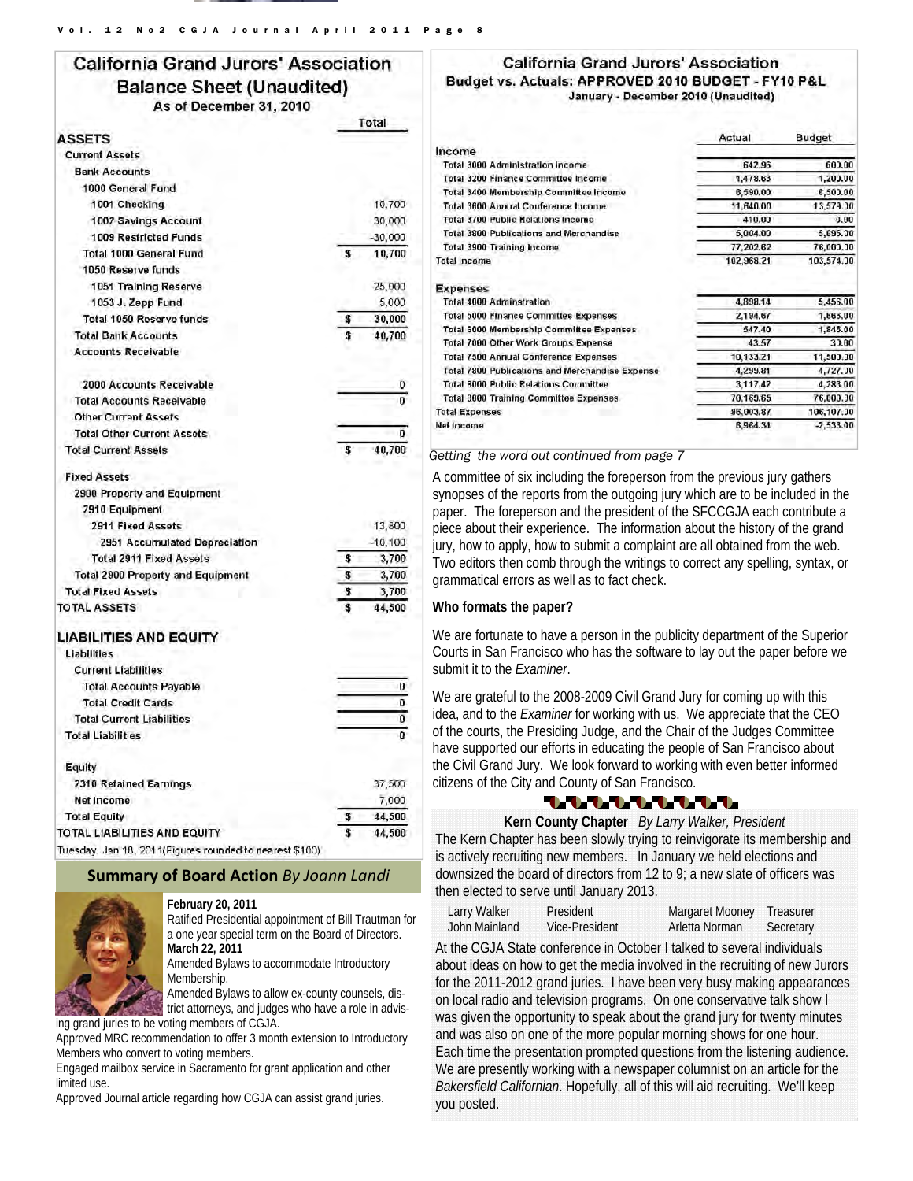## California Grand Jurors' Association Balance Sheet (Unaudited)

As of December 31, 2010

| | Total |
|---|---|
| **ASSETS** | |
| Current Assets | |
| Bank Accounts | |
| 1000 General Fund | |
| 1001 Checking | 10,700 |
| 1002 Savings Account | 30,000 |
| 1009 Restricted Funds | -30,000 |
| Total 1000 General Fund | $ 10,700 |
| 1050 Reserve funds | |
| 1051 Training Reserve | 25,000 |
| 1053 J. Zepp Fund | 5,000 |
| Total 1050 Reserve funds | $ 30,000 |
| Total Bank Accounts | $ 40,700 |
| Accounts Receivable | |
| 2000 Accounts Receivable | 0 |
| Total Accounts Receivable | 0 |
| Other Current Assets | |
| Total Other Current Assets | 0 |
| Total Current Assets | $ 40,700 |
| Fixed Assets | |
| 2900 Property and Equipment | |
| 2910 Equipment | |
| 2911 Fixed Assets | 13,800 |
| 2951 Accumulated Depreciation | -10,100 |
| Total 2911 Fixed Assets | $ 3,700 |
| Total 2900 Property and Equipment | $ 3,700 |
| Total Fixed Assets | $ 3,700 |
| **TOTAL ASSETS** | $ 44,500 |
| **LIABILITIES AND EQUITY** | |
| Liabilities | |
| Current Liabilities | |
| Total Accounts Payable | 0 |
| Total Credit Cards | 0 |
| Total Current Liabilities | 0 |
| Total Liabilities | 0 |
| Equity | |
| 2310 Retained Earnings | 37,500 |
| Net Income | 7,000 |
| Total Equity | $ 44,500 |
| TOTAL LIABILITIES AND EQUITY | $ 44,500 |

Tuesday, Jan 18, 2011(Figures rounded to nearest $100)

## California Grand Jurors' Association Budget vs. Actuals: APPROVED 2010 BUDGET - FY10 P&L

January - December 2010 (Unaudited)

| | Actual | Budget |
|---|---|---|
| **Income** | | |
| Total 3000 Administration Income | 642.96 | 600.00 |
| Total 3200 Finance Committee Income | 1,478.63 | 1,200.00 |
| Total 3400 Membership Committee Income | 6,590.00 | 6,500.00 |
| Total 3600 Annual Conference Income | 11,640.00 | 13,579.00 |
| Total 3700 Public Relations Income | 410.00 | 0.00 |
| Total 3800 Publications and Merchandise | 5,004.00 | 5,695.00 |
| Total 3900 Training Income | 77,202.62 | 76,000.00 |
| Total Income | 102,968.21 | 103,574.00 |
| **Expenses** | | |
| Total 4000 Adminstration | 4,898.14 | 5,456.00 |
| Total 5000 Finance Committee Expenses | 2,194.67 | 1,666.00 |
| Total 6000 Membership Committee Expenses | 547.40 | 1,845.00 |
| Total 7000 Other Work Groups Expense | 43.57 | 30.00 |
| Total 7500 Annual Conference Expenses | 10,133.21 | 11,500.00 |
| Total 7800 Publications and Merchandise Expense | 4,299.81 | 4,727.00 |
| Total 8000 Public Relations Committee | 3,117.42 | 4,283.00 |
| Total 9000 Training Committee Expenses | 70,169.65 | 76,000.00 |
| Total Expenses | 96,003.87 | 106,107.00 |
| Net Income | 6,964.34 | -2,533.00 |

*Getting the word out continued from page 7*

A committee of six including the foreperson from the previous jury gathers synopses of the reports from the outgoing jury which are to be included in the paper. The foreperson and the president of the SFCCGJA each contribute a piece about their experience. The information about the history of the grand jury, how to apply, how to submit a complaint are all obtained from the web. Two editors then comb through the writings to correct any spelling, syntax, or grammatical errors as well as to fact check.

**Who formats the paper?**

We are fortunate to have a person in the publicity department of the Superior Courts in San Francisco who has the software to lay out the paper before we submit it to the *Examiner*.

We are grateful to the 2008-2009 Civil Grand Jury for coming up with this idea, and to the *Examiner* for working with us. We appreciate that the CEO of the courts, the Presiding Judge, and the Chair of the Judges Committee have supported our efforts in educating the people of San Francisco about the Civil Grand Jury. We look forward to working with even better informed citizens of the City and County of San Francisco.

## Summary of Board Action *By Joann Landi*

**February 20, 2011**

Ratified Presidential appointment of Bill Trautman for a one year special term on the Board of Directors.

**March 22, 2011**

Amended Bylaws to accommodate Introductory Membership.

Amended Bylaws to allow ex-county counsels, district attorneys, and judges who have a role in advising grand juries to be voting members of CGJA.

Approved MRC recommendation to offer 3 month extension to Introductory Members who convert to voting members.

Engaged mailbox service in Sacramento for grant application and other limited use.

Approved Journal article regarding how CGJA can assist grand juries.

## Kern County Chapter *By Larry Walker, President*

The Kern Chapter has been slowly trying to reinvigorate its membership and is actively recruiting new members. In January we held elections and downsized the board of directors from 12 to 9; a new slate of officers was then elected to serve until January 2013.

| | | | |
|---|---|---|---|
| Larry Walker | President | Margaret Mooney | Treasurer |
| John Mainland | Vice-President | Arletta Norman | Secretary |

At the CGJA State conference in October I talked to several individuals about ideas on how to get the media involved in the recruiting of new Jurors for the 2011-2012 grand juries. I have been very busy making appearances on local radio and television programs. On one conservative talk show I was given the opportunity to speak about the grand jury for twenty minutes and was also on one of the more popular morning shows for one hour. Each time the presentation prompted questions from the listening audience. We are presently working with a newspaper columnist on an article for the *Bakersfield Californian*. Hopefully, all of this will aid recruiting. We'll keep you posted.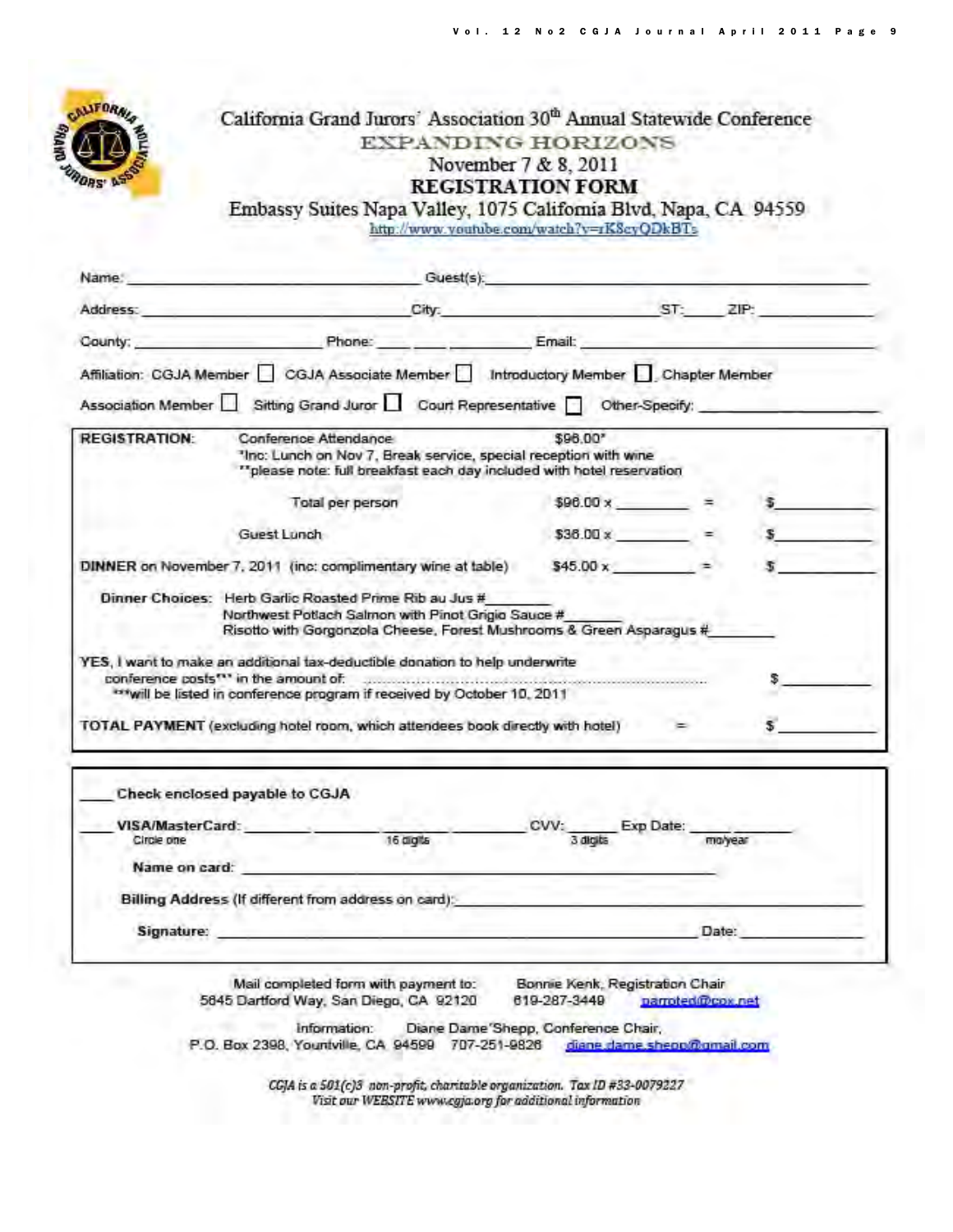# California Grand Jurors' Association 30th Annual Statewide Conference

## EXPANDING HORIZONS

November 7 & 8, 2011

## REGISTRATION FORM

Embassy Suites Napa Valley, 1075 California Blvd, Napa, CA 94559

http://www.youtube.com/watch?v=rK8cyQDkBTs

Name: ____________________ Guest(s): ____________________

Address: ____________________ City: ____________________ ST: _____ ZIP: __________

County: ____________ Phone: ___ ___ _______ Email: ____________________

Affiliation: CGJA Member ☐ CGJA Associate Member ☐ Introductory Member ☐ Chapter Member

Association Member ☐ Sitting Grand Juror ☐ Court Representative ☐ Other-Specify: ____________

**REGISTRATION:** Conference Attendance $96.00*

*Inc: Lunch on Nov 7, Break service, special reception with wine

**please note: full breakfast each day included with hotel reservation

Total per person $96.00 x _______ = $ _______

Guest Lunch $36.00 x _______ = $ _______

**DINNER** on November 7, 2011 (inc: complimentary wine at table) $45.00 x _______ = $ _______

**Dinner Choices:** Herb Garlic Roasted Prime Rib au Jus # _______
Northwest Potlach Salmon with Pinot Grigio Sauce # _______
Risotto with Gorgonzola Cheese, Forest Mushrooms & Green Asparagus # _______

**YES**, I want to make an additional tax-deductible donation to help underwrite conference costs*** in the amount of: ........................ $ _______

***will be listed in conference program if received by October 10, 2011

**TOTAL PAYMENT** (excluding hotel room, which attendees book directly with hotel) = $ _______

---

____ **Check enclosed payable to CGJA**

____ **VISA/MasterCard**: _______ _______ _______ _______ CVV: _____ Exp Date: _______
Circle one 16 digits 3 digits mo/year

**Name on card**: ____________________

**Billing Address** (If different from address on card): ____________________

**Signature**: ____________________ Date: __________

---

Mail completed form with payment to: Bonnie Kenk, Registration Chair
5845 Dartford Way, San Diego, CA 92120 619-287-3449 parroted@cox.net

Information: Diane Dame'Shepp, Conference Chair,
P.O. Box 2398, Yountville, CA 94599 707-251-9826 diane.dame.shepp@gmail.com

*CGJA is a 501(c)3 non-profit, charitable organization. Tax ID #33-0079227*
*Visit our WEBSITE www.cgja.org for additional information*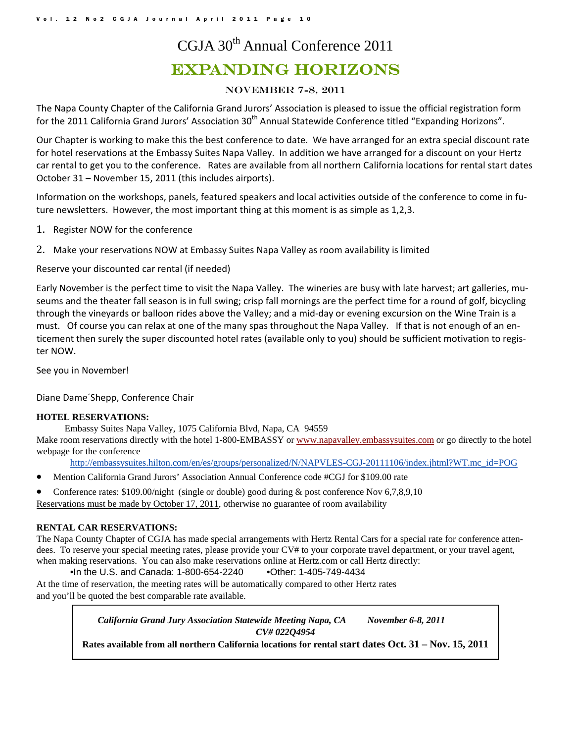# CGJA 30th Annual Conference 2011

## Expanding Horizons

### November 7-8, 2011

The Napa County Chapter of the California Grand Jurors' Association is pleased to issue the official registration form for the 2011 California Grand Jurors' Association 30th Annual Statewide Conference titled "Expanding Horizons".

Our Chapter is working to make this the best conference to date. We have arranged for an extra special discount rate for hotel reservations at the Embassy Suites Napa Valley. In addition we have arranged for a discount on your Hertz car rental to get you to the conference. Rates are available from all northern California locations for rental start dates October 31 – November 15, 2011 (this includes airports).

Information on the workshops, panels, featured speakers and local activities outside of the conference to come in future newsletters. However, the most important thing at this moment is as simple as 1,2,3.

1. Register NOW for the conference
2. Make your reservations NOW at Embassy Suites Napa Valley as room availability is limited

Reserve your discounted car rental (if needed)

Early November is the perfect time to visit the Napa Valley. The wineries are busy with late harvest; art galleries, museums and the theater fall season is in full swing; crisp fall mornings are the perfect time for a round of golf, bicycling through the vineyards or balloon rides above the Valley; and a mid-day or evening excursion on the Wine Train is a must. Of course you can relax at one of the many spas throughout the Napa Valley. If that is not enough of an enticement then surely the super discounted hotel rates (available only to you) should be sufficient motivation to register NOW.

See you in November!

Diane Dame´Shepp, Conference Chair

**HOTEL RESERVATIONS:**

Embassy Suites Napa Valley, 1075 California Blvd, Napa, CA 94559

Make room reservations directly with the hotel 1-800-EMBASSY or www.napavalley.embassysuites.com or go directly to the hotel webpage for the conference

http://embassysuites.hilton.com/en/es/groups/personalized/N/NAPVLES-CGJ-20111106/index.jhtml?WT.mc_id=POG

- Mention California Grand Jurors' Association Annual Conference code #CGJ for $109.00 rate
- Conference rates: $109.00/night (single or double) good during & post conference Nov 6,7,8,9,10

Reservations must be made by October 17, 2011, otherwise no guarantee of room availability

**RENTAL CAR RESERVATIONS:**

The Napa County Chapter of CGJA has made special arrangements with Hertz Rental Cars for a special rate for conference attendees. To reserve your special meeting rates, please provide your CV# to your corporate travel department, or your travel agent, when making reservations. You can also make reservations online at Hertz.com or call Hertz directly:

•In the U.S. and Canada: 1-800-654-2240 •Other: 1-405-749-4434

At the time of reservation, the meeting rates will be automatically compared to other Hertz rates and you'll be quoted the best comparable rate available.

***California Grand Jury Association Statewide Meeting Napa, CA November 6-8, 2011***

***CV# 022Q4954***

**Rates available from all northern California locations for rental start dates Oct. 31 – Nov. 15, 2011**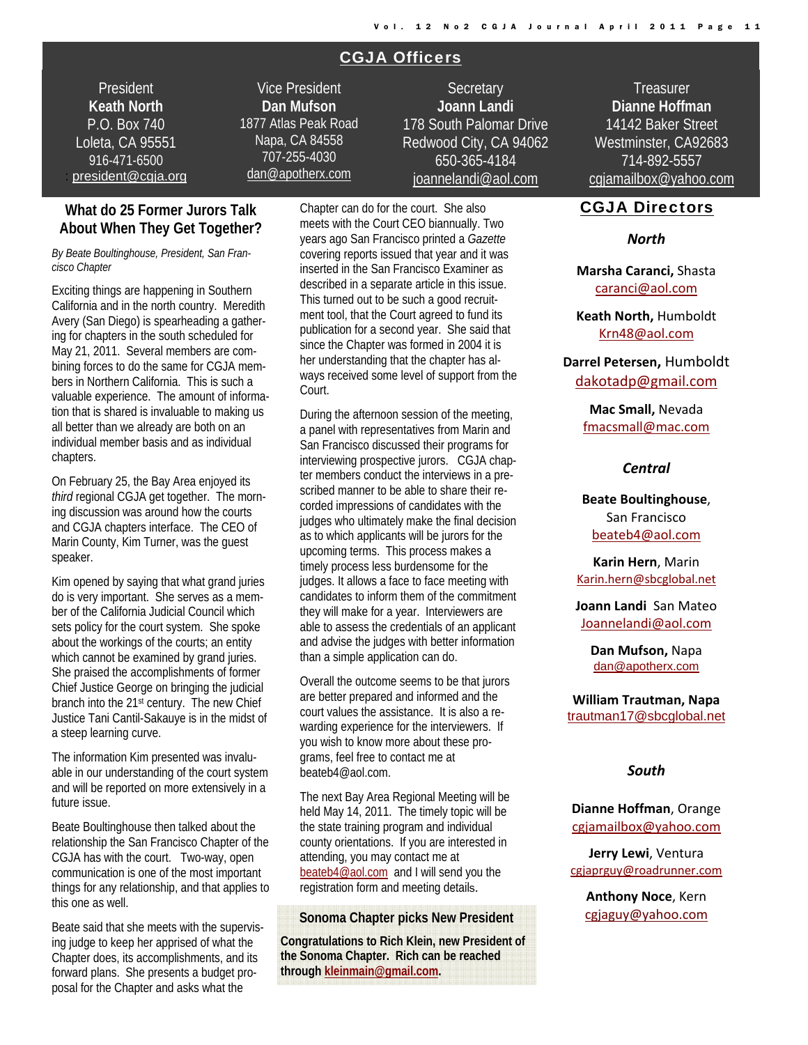## CGJA Officers

| President | Vice President | Secretary | Treasurer |
|---|---|---|---|
| **Keath North** | **Dan Mufson** | **Joann Landi** | **Dianne Hoffman** |
| P.O. Box 740 | 1877 Atlas Peak Road | 178 South Palomar Drive | 14142 Baker Street |
| Loleta, CA 95551 | Napa, CA 84558 | Redwood City, CA 94062 | Westminster, CA92683 |
| 916-471-6500 | 707-255-4030 | 650-365-4184 | 714-892-5557 |
| president@cgja.org | dan@apotherx.com | joannelandi@aol.com | cgjamailbox@yahoo.com |

## What do 25 Former Jurors Talk About When They Get Together?

*By Beate Boultinghouse, President, San Francisco Chapter*

Exciting things are happening in Southern California and in the north country. Meredith Avery (San Diego) is spearheading a gathering for chapters in the south scheduled for May 21, 2011. Several members are combining forces to do the same for CGJA members in Northern California. This is such a valuable experience. The amount of information that is shared is invaluable to making us all better than we already are both on an individual member basis and as individual chapters.

On February 25, the Bay Area enjoyed its *third* regional CGJA get together. The morning discussion was around how the courts and CGJA chapters interface. The CEO of Marin County, Kim Turner, was the guest speaker.

Kim opened by saying that what grand juries do is very important. She serves as a member of the California Judicial Council which sets policy for the court system. She spoke about the workings of the courts; an entity which cannot be examined by grand juries. She praised the accomplishments of former Chief Justice George on bringing the judicial branch into the 21st century. The new Chief Justice Tani Cantil-Sakauye is in the midst of a steep learning curve.

The information Kim presented was invaluable in our understanding of the court system and will be reported on more extensively in a future issue.

Beate Boultinghouse then talked about the relationship the San Francisco Chapter of the CGJA has with the court. Two-way, open communication is one of the most important things for any relationship, and that applies to this one as well.

Beate said that she meets with the supervising judge to keep her apprised of what the Chapter does, its accomplishments, and its forward plans. She presents a budget proposal for the Chapter and asks what the Chapter can do for the court. She also meets with the Court CEO biannually. Two years ago San Francisco printed a *Gazette* covering reports issued that year and it was inserted in the San Francisco Examiner as described in a separate article in this issue. This turned out to be such a good recruitment tool, that the Court agreed to fund its publication for a second year. She said that since the Chapter was formed in 2004 it is her understanding that the chapter has always received some level of support from the Court.

During the afternoon session of the meeting, a panel with representatives from Marin and San Francisco discussed their programs for interviewing prospective jurors. CGJA chapter members conduct the interviews in a prescribed manner to be able to share their recorded impressions of candidates with the judges who ultimately make the final decision as to which applicants will be jurors for the upcoming terms. This process makes a timely process less burdensome for the judges. It allows a face to face meeting with candidates to inform them of the commitment they will make for a year. Interviewers are able to assess the credentials of an applicant and advise the judges with better information than a simple application can do.

Overall the outcome seems to be that jurors are better prepared and informed and the court values the assistance. It is also a rewarding experience for the interviewers. If you wish to know more about these programs, feel free to contact me at beateb4@aol.com.

The next Bay Area Regional Meeting will be held May 14, 2011. The timely topic will be the state training program and individual county orientations. If you are interested in attending, you may contact me at beateb4@aol.com and I will send you the registration form and meeting details.

### Sonoma Chapter picks New President

**Congratulations to Rich Klein, new President of the Sonoma Chapter. Rich can be reached through kleinmain@gmail.com.**

## CGJA Directors

### North

**Marsha Caranci,** Shasta
caranci@aol.com

**Keath North,** Humboldt
Krn48@aol.com

**Darrel Petersen,** Humboldt
dakotadp@gmail.com

**Mac Small,** Nevada
fmacsmall@mac.com

### Central

**Beate Boultinghouse**, San Francisco
beateb4@aol.com

**Karin Hern**, Marin
Karin.hern@sbcglobal.net

**Joann Landi** San Mateo
Joannelandi@aol.com

**Dan Mufson,** Napa
dan@apotherx.com

**William Trautman, Napa**
trautman17@sbcglobal.net

### South

**Dianne Hoffman**, Orange
cgjamailbox@yahoo.com

**Jerry Lewi**, Ventura
cgjaprguy@roadrunner.com

**Anthony Noce**, Kern
cgjaguy@yahoo.com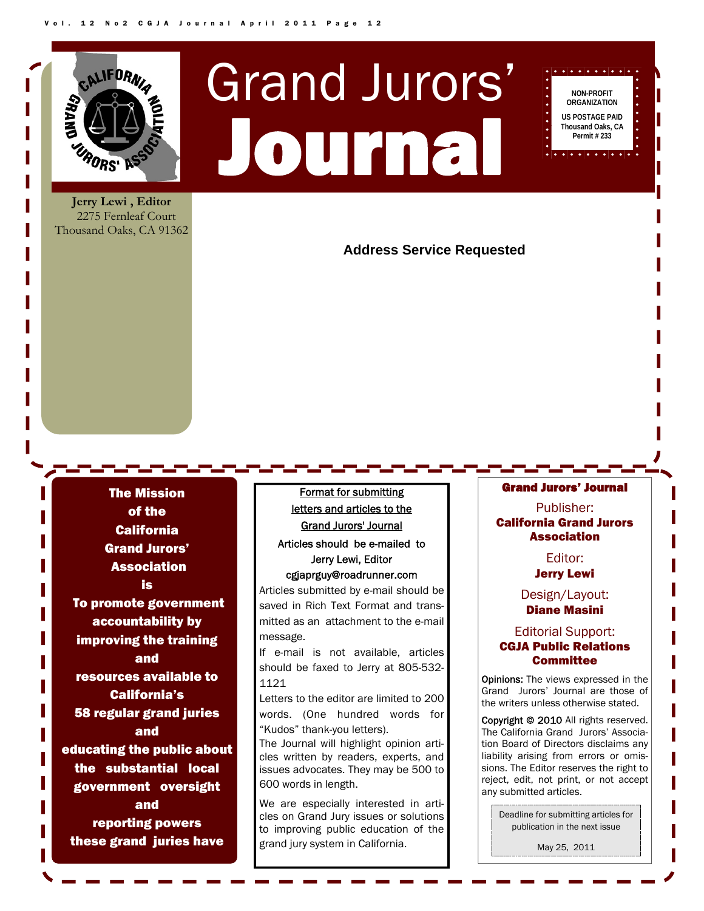# Grand Jurors' Journal

NON-PROFIT ORGANIZATION

US POSTAGE PAID
Thousand Oaks, CA
Permit # 233

**Jerry Lewi , Editor**
2275 Fernleaf Court
Thousand Oaks, CA 91362

**Address Service Requested**

**The Mission of the California Grand Jurors' Association is To promote government accountability by improving the training and resources available to California's 58 regular grand juries and educating the public about the substantial local government oversight and reporting powers these grand juries have**

## Format for submitting letters and articles to the Grand Jurors' Journal

Articles should be e-mailed to Jerry Lewi, Editor
cgjaprguy@roadrunner.com

Articles submitted by e-mail should be saved in Rich Text Format and transmitted as an attachment to the e-mail message.

If e-mail is not available, articles should be faxed to Jerry at 805-532-1121

Letters to the editor are limited to 200 words. (One hundred words for "Kudos" thank-you letters).

The Journal will highlight opinion articles written by readers, experts, and issues advocates. They may be 500 to 600 words in length.

We are especially interested in articles on Grand Jury issues or solutions to improving public education of the grand jury system in California.

## Grand Jurors' Journal

Publisher:
**California Grand Jurors Association**

Editor:
**Jerry Lewi**

Design/Layout:
**Diane Masini**

Editorial Support:
**CGJA Public Relations Committee**

**Opinions:** The views expressed in the Grand Jurors' Journal are those of the writers unless otherwise stated.

**Copyright © 2010** All rights reserved. The California Grand Jurors' Association Board of Directors disclaims any liability arising from errors or omissions. The Editor reserves the right to reject, edit, not print, or not accept any submitted articles.

Deadline for submitting articles for publication in the next issue

May 25, 2011